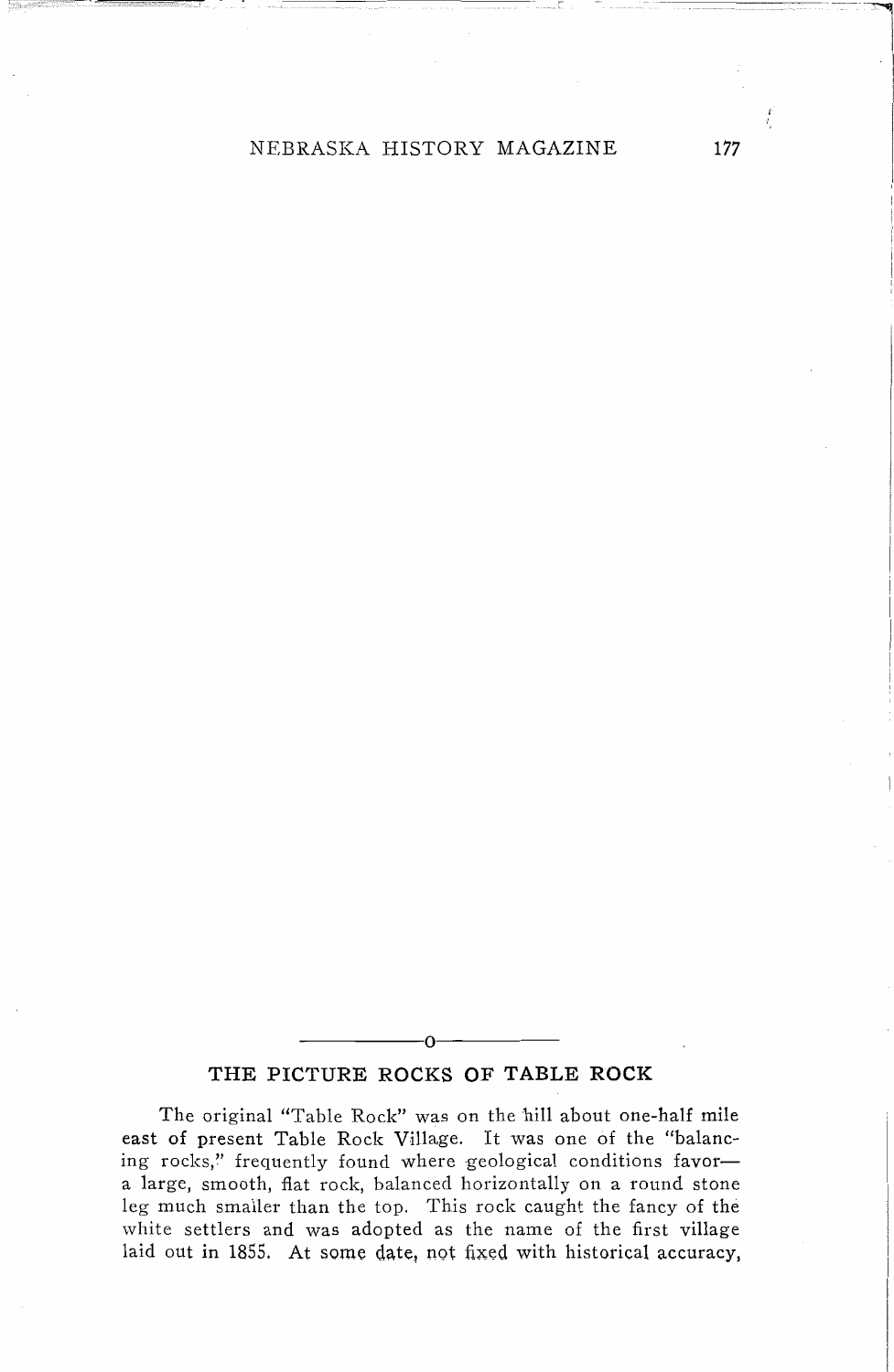## THE PICTURE ROCKS OF TABLE ROCK

The original "Table Rock" was on the hill about one-half mile east of present Table Rock Village. It was one of the "balancing rocks," frequently found where geological conditions favor—a large, smooth, flat rock, balanced horizontally on a round stone leg much smaller than the top. This rock caught the fancy of the white settlers and was adopted as the name of the first village laid out in 1855. At some date, not fixed with historical accuracy,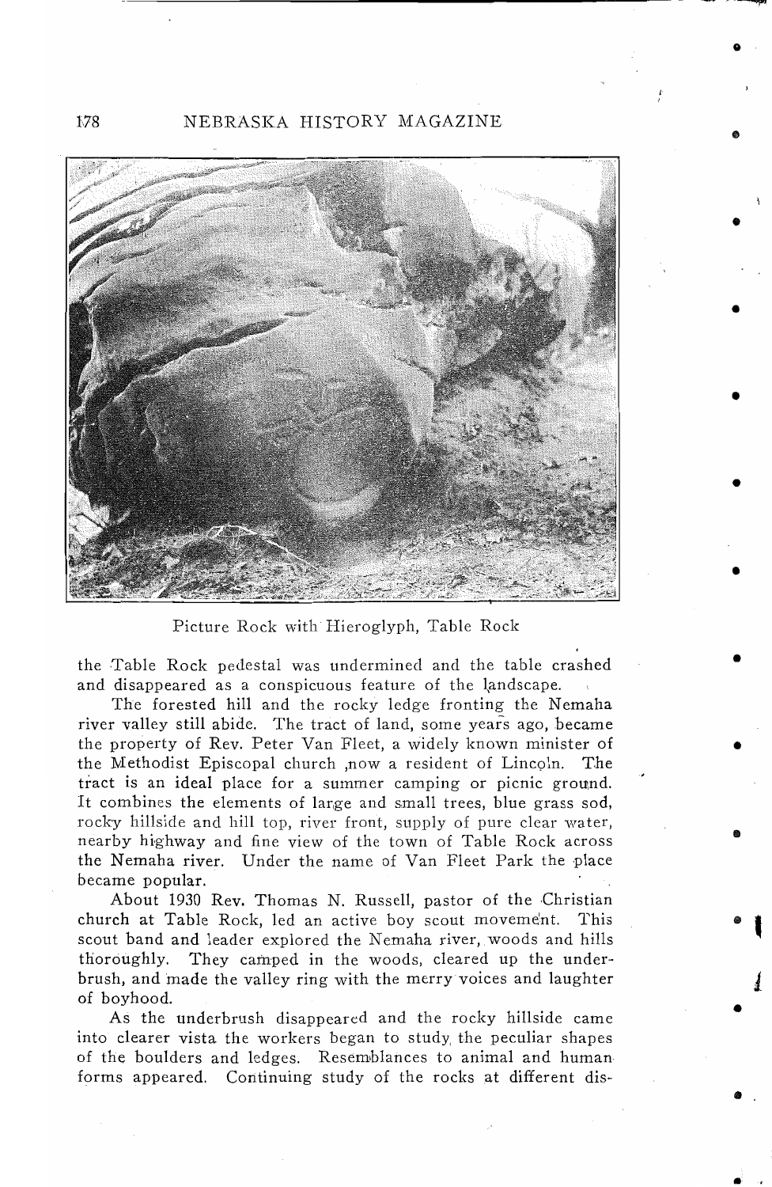Picture Rock with Hieroglyph, Table Rock

the Table Rock pedestal was undermined and the table crashed and disappeared as a conspicuous feature of the landscape.

The forested hill and the rocky ledge fronting the Nemaha river valley still abide. The tract of land, some years ago, became the property of Rev. Peter Van Fleet, a widely known minister of the Methodist Episcopal church ,now a resident of Lincoln. The tract is an ideal place for a summer camping or picnic ground. It combines the elements of large and small trees, blue grass sod, rocky hillside and hill top, river front, supply of pure clear water, nearby highway and fine view of the town of Table Rock across the Nemaha river. Under the name of Van Fleet Park the place became popular.

About 1930 Rev. Thomas N. Russell, pastor of the Christian church at Table Rock, led an active boy scout movement. This scout band and leader explored the Nemaha river, woods and hills thoroughly. They camped in the woods, cleared up the underbrush, and made the valley ring with the merry voices and laughter of boyhood.

As the underbrush disappeared and the rocky hillside came into clearer vista the workers began to study the peculiar shapes of the boulders and ledges. Resemblances to animal and human forms appeared. Continuing study of the rocks at different dis-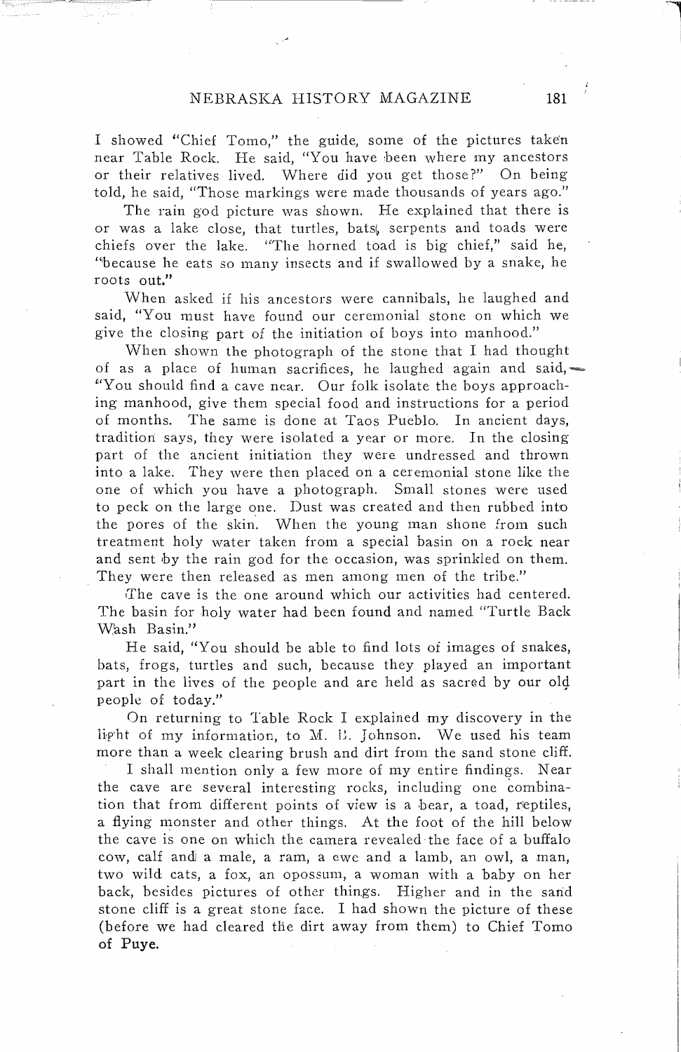I showed "Chief Tomo," the guide, some of the pictures taken near Table Rock. He said, "You have been where my ancestors or their relatives lived. Where did you get those?" On being told, he said, "Those markings were made thousands of years ago."

The rain god picture was shown. He explained that there is or was a lake close, that turtles, bats, serpents and toads were chiefs over the lake. "The horned toad is big chief," said he, "because he eats so many insects and if swallowed by a snake, he roots out."

When asked if his ancestors were cannibals, he laughed and said, "You must have found our ceremonial stone on which we give the closing part of the initiation of boys into manhood."

When shown the photograph of the stone that I had thought of as a place of human sacrifices, he laughed again and said,—"You should find a cave near. Our folk isolate the boys approaching manhood, give them special food and instructions for a period of months. The same is done at Taos Pueblo. In ancient days, tradition says, they were isolated a year or more. In the closing part of the ancient initiation they were undressed and thrown into a lake. They were then placed on a ceremonial stone like the one of which you have a photograph. Small stones were used to peck on the large one. Dust was created and then rubbed into the pores of the skin. When the young man shone from such treatment holy water taken from a special basin on a rock near and sent by the rain god for the occasion, was sprinkled on them. They were then released as men among men of the tribe."

The cave is the one around which our activities had centered. The basin for holy water had been found and named "Turtle Back Wash Basin."

He said, "You should be able to find lots of images of snakes, bats, frogs, turtles and such, because they played an important part in the lives of the people and are held as sacred by our old people of today."

On returning to Table Rock I explained my discovery in the light of my information, to M. B. Johnson. We used his team more than a week clearing brush and dirt from the sand stone cliff.

I shall mention only a few more of my entire findings. Near the cave are several interesting rocks, including one combination that from different points of view is a bear, a toad, reptiles, a flying monster and other things. At the foot of the hill below the cave is one on which the camera revealed the face of a buffalo cow, calf and a male, a ram, a ewe and a lamb, an owl, a man, two wild cats, a fox, an opossum, a woman with a baby on her back, besides pictures of other things. Higher and in the sand stone cliff is a great stone face. I had shown the picture of these (before we had cleared the dirt away from them) to Chief Tomo of Puye.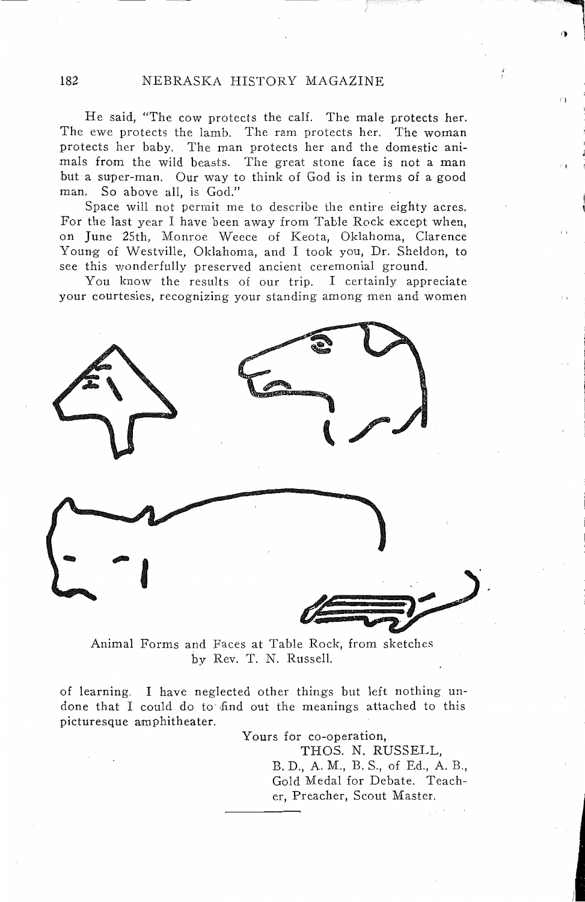He said, "The cow protects the calf. The male protects her. The ewe protects the lamb. The ram protects her. The woman protects her baby. The man protects her and the domestic animals from the wild beasts. The great stone face is not a man but a super-man. Our way to think of God is in terms of a good man. So above all, is God."

Space will not permit me to describe the entire eighty acres. For the last year I have been away from Table Rock except when, on June 25th, Monroe Weece of Keota, Oklahoma, Clarence Young of Westville, Oklahoma, and I took you, Dr. Sheldon, to see this wonderfully preserved ancient ceremonial ground.

You know the results of our trip. I certainly appreciate your courtesies, recognizing your standing among men and women

Animal Forms and Faces at Table Rock, from sketches by Rev. T. N. Russell.

of learning. I have neglected other things but left nothing undone that I could do to find out the meanings attached to this picturesque amphitheater.

Yours for co-operation,
THOS. N. RUSSELL,
B. D., A. M., B. S., of Ed., A. B.,
Gold Medal for Debate. Teacher, Preacher, Scout Master.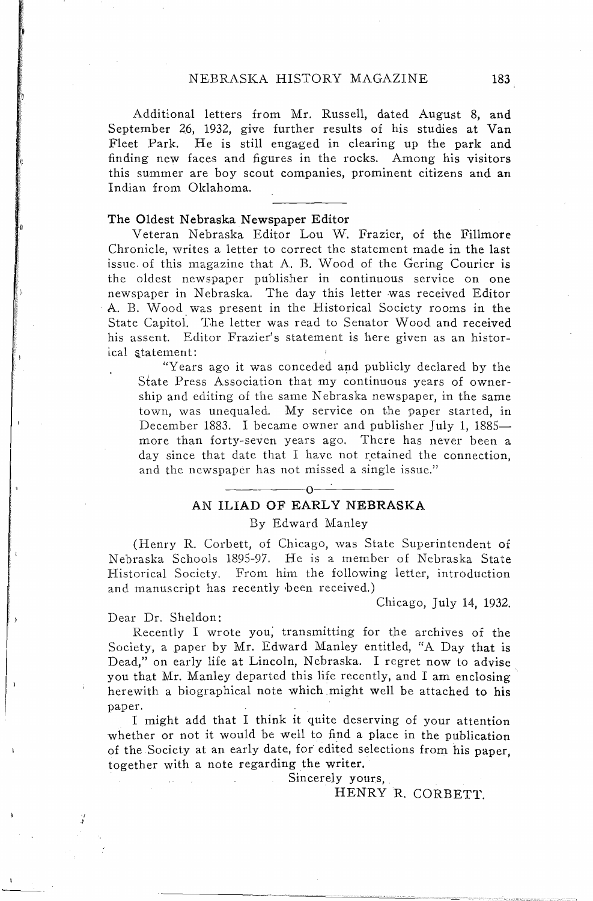Additional letters from Mr. Russell, dated August 8, and September 26, 1932, give further results of his studies at Van Fleet Park. He is still engaged in clearing up the park and finding new faces and figures in the rocks. Among his visitors this summer are boy scout companies, prominent citizens and an Indian from Oklahoma.

---

**The Oldest Nebraska Newspaper Editor**

Veteran Nebraska Editor Lou W. Frazier, of the Fillmore Chronicle, writes a letter to correct the statement made in the last issue of this magazine that A. B. Wood of the Gering Courier is the oldest newspaper publisher in continuous service on one newspaper in Nebraska. The day this letter was received Editor A. B. Wood was present in the Historical Society rooms in the State Capitol. The letter was read to Senator Wood and received his assent. Editor Frazier's statement is here given as an historical statement:

> "Years ago it was conceded and publicly declared by the State Press Association that my continuous years of ownership and editing of the same Nebraska newspaper, in the same town, was unequaled. My service on the paper started, in December 1883. I became owner and publisher July 1, 1885—more than forty-seven years ago. There has never been a day since that date that I have not retained the connection, and the newspaper has not missed a single issue."

---o---

## AN ILIAD OF EARLY NEBRASKA

By Edward Manley

(Henry R. Corbett, of Chicago, was State Superintendent of Nebraska Schools 1895-97. He is a member of Nebraska State Historical Society. From him the following letter, introduction and manuscript has recently been received.)

Chicago, July 14, 1932.

Dear Dr. Sheldon:

Recently I wrote you, transmitting for the archives of the Society, a paper by Mr. Edward Manley entitled, "A Day that is Dead," on early life at Lincoln, Nebraska. I regret now to advise you that Mr. Manley departed this life recently, and I am enclosing herewith a biographical note which might well be attached to his paper.

I might add that I think it quite deserving of your attention whether or not it would be well to find a place in the publication of the Society at an early date, for edited selections from his paper, together with a note regarding the writer.

Sincerely yours,

HENRY R. CORBETT.